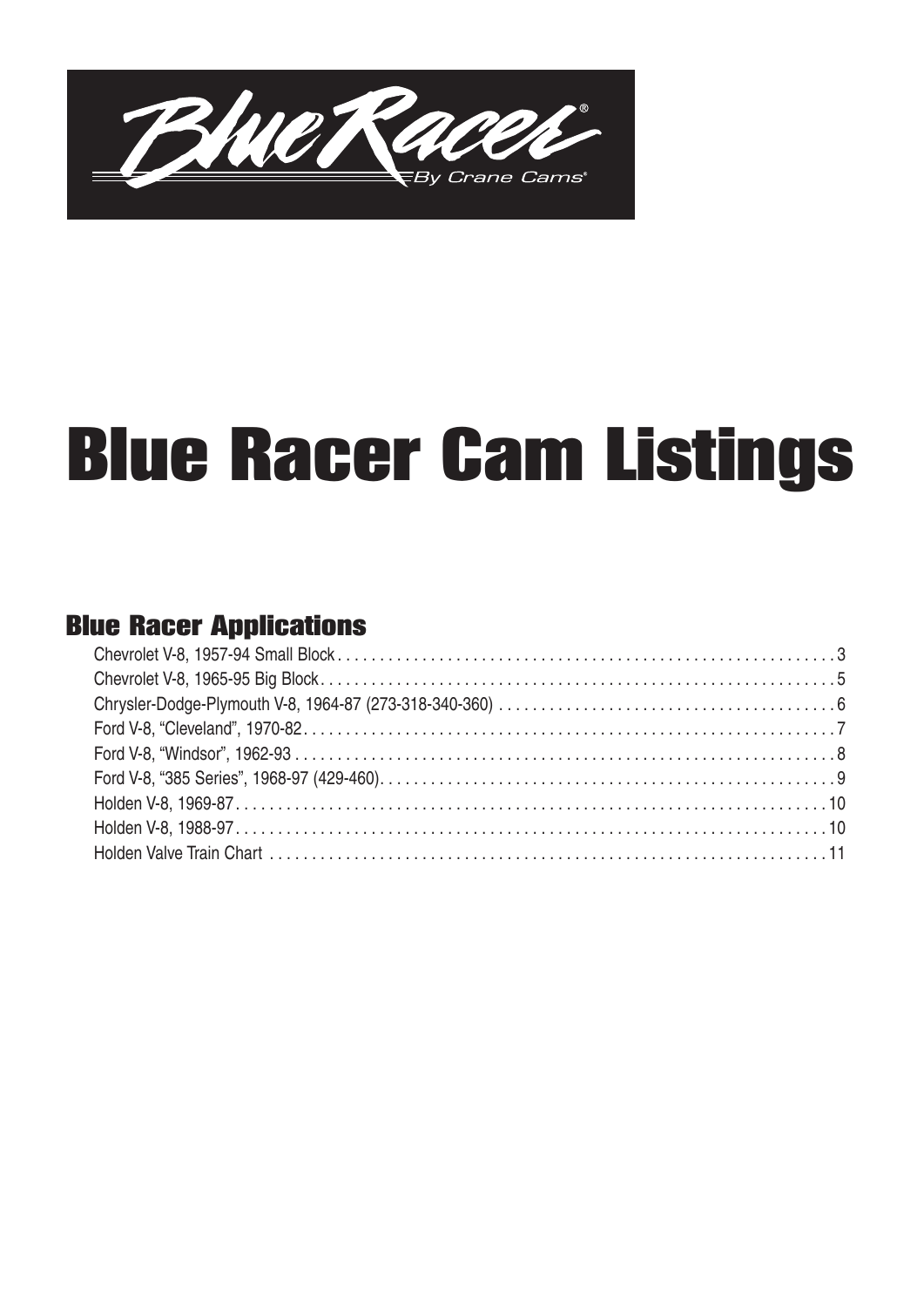Blue Racer®
By Crane Cams®

# Blue Racer Cam Listings

## Blue Racer Applications

Chevrolet V-8, 1957-94 Small Block . . . . . . . . . . . . . . . . . . . . . . . . . . . . . . . . . . . . . . . . . . . . . . . . . . . . . . . . . . . . . 3
Chevrolet V-8, 1965-95 Big Block . . . . . . . . . . . . . . . . . . . . . . . . . . . . . . . . . . . . . . . . . . . . . . . . . . . . . . . . . . . . . . . 5
Chrysler-Dodge-Plymouth V-8, 1964-87 (273-318-340-360) . . . . . . . . . . . . . . . . . . . . . . . . . . . . . . . . . . . . . . . . . 6
Ford V-8, "Cleveland", 1970-82 . . . . . . . . . . . . . . . . . . . . . . . . . . . . . . . . . . . . . . . . . . . . . . . . . . . . . . . . . . . . . . . . . 7
Ford V-8, "Windsor", 1962-93 . . . . . . . . . . . . . . . . . . . . . . . . . . . . . . . . . . . . . . . . . . . . . . . . . . . . . . . . . . . . . . . . . . . 8
Ford V-8, "385 Series", 1968-97 (429-460) . . . . . . . . . . . . . . . . . . . . . . . . . . . . . . . . . . . . . . . . . . . . . . . . . . . . . . . . 9
Holden V-8, 1969-87 . . . . . . . . . . . . . . . . . . . . . . . . . . . . . . . . . . . . . . . . . . . . . . . . . . . . . . . . . . . . . . . . . . . . . . . . . 10
Holden V-8, 1988-97 . . . . . . . . . . . . . . . . . . . . . . . . . . . . . . . . . . . . . . . . . . . . . . . . . . . . . . . . . . . . . . . . . . . . . . . . . 10
Holden Valve Train Chart . . . . . . . . . . . . . . . . . . . . . . . . . . . . . . . . . . . . . . . . . . . . . . . . . . . . . . . . . . . . . . . . . . . . . 11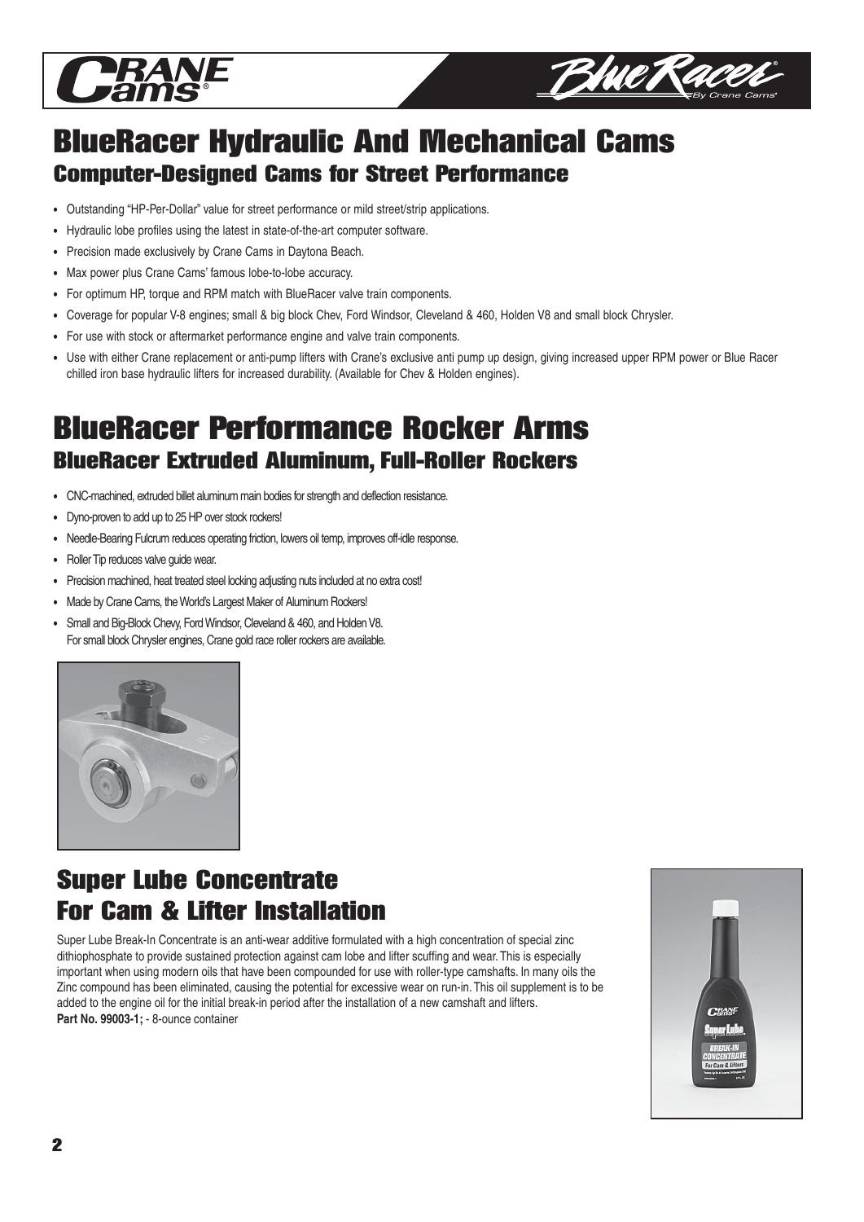# BlueRacer Hydraulic And Mechanical Cams

## Computer-Designed Cams for Street Performance

- Outstanding "HP-Per-Dollar" value for street performance or mild street/strip applications.
- Hydraulic lobe profiles using the latest in state-of-the-art computer software.
- Precision made exclusively by Crane Cams in Daytona Beach.
- Max power plus Crane Cams' famous lobe-to-lobe accuracy.
- For optimum HP, torque and RPM match with BlueRacer valve train components.
- Coverage for popular V-8 engines; small & big block Chev, Ford Windsor, Cleveland & 460, Holden V8 and small block Chrysler.
- For use with stock or aftermarket performance engine and valve train components.
- Use with either Crane replacement or anti-pump lifters with Crane's exclusive anti pump up design, giving increased upper RPM power or Blue Racer chilled iron base hydraulic lifters for increased durability. (Available for Chev & Holden engines).

# BlueRacer Performance Rocker Arms

## BlueRacer Extruded Aluminum, Full-Roller Rockers

- CNC-machined, extruded billet aluminum main bodies for strength and deflection resistance.
- Dyno-proven to add up to 25 HP over stock rockers!
- Needle-Bearing Fulcrum reduces operating friction, lowers oil temp, improves off-idle response.
- Roller Tip reduces valve guide wear.
- Precision machined, heat treated steel locking adjusting nuts included at no extra cost!
- Made by Crane Cams, the World's Largest Maker of Aluminum Rockers!
- Small and Big-Block Chevy, Ford Windsor, Cleveland & 460, and Holden V8.
  For small block Chrysler engines, Crane gold race roller rockers are available.

# Super Lube Concentrate For Cam & Lifter Installation

Super Lube Break-In Concentrate is an anti-wear additive formulated with a high concentration of special zinc dithiophosphate to provide sustained protection against cam lobe and lifter scuffing and wear. This is especially important when using modern oils that have been compounded for use with roller-type camshafts. In many oils the Zinc compound has been eliminated, causing the potential for excessive wear on run-in. This oil supplement is to be added to the engine oil for the initial break-in period after the installation of a new camshaft and lifters.

**Part No. 99003-1;** - 8-ounce container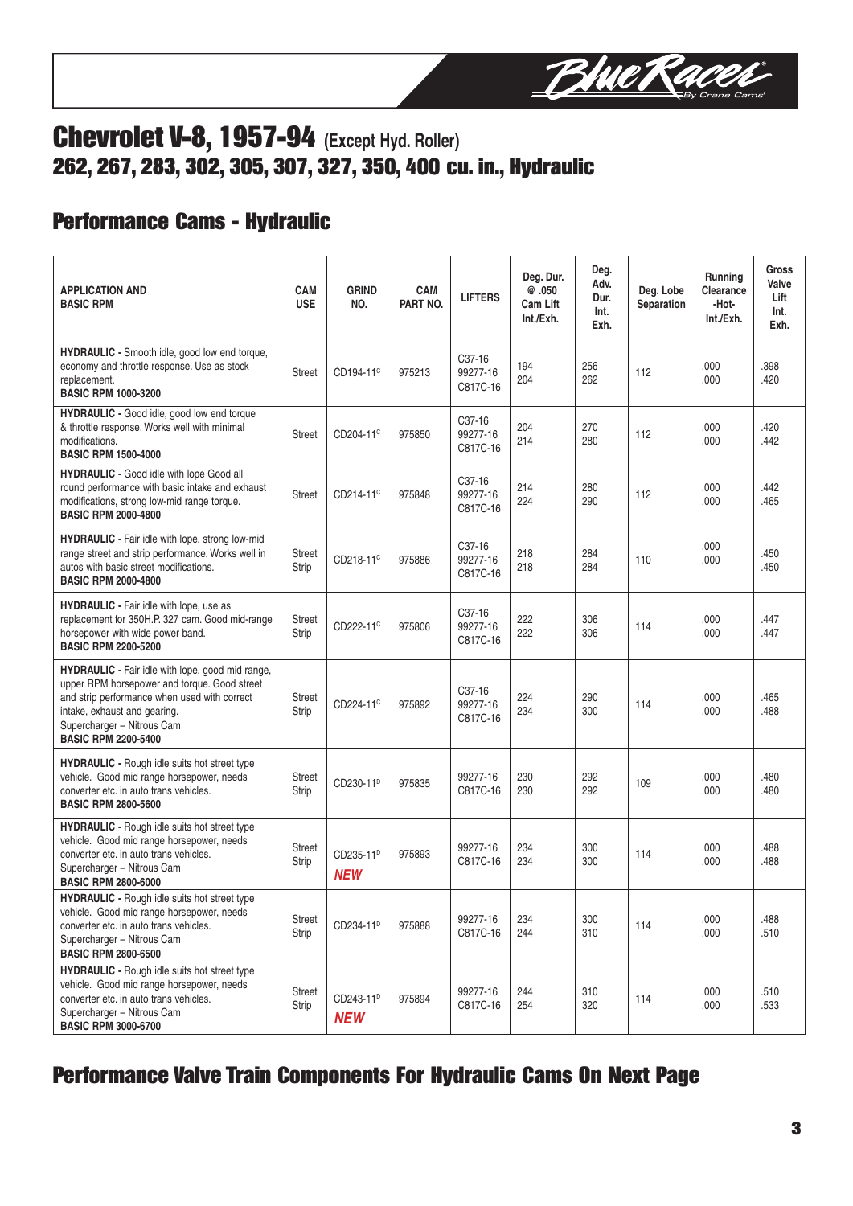# Chevrolet V-8, 1957-94 (Except Hyd. Roller)

## 262, 267, 283, 302, 305, 307, 327, 350, 400 cu. in., Hydraulic

## Performance Cams - Hydraulic

| APPLICATION AND BASIC RPM | CAM USE | GRIND NO. | CAM PART NO. | LIFTERS | Deg. Dur. @ .050 Cam Lift Int./Exh. | Deg. Adv. Dur. Int. Exh. | Deg. Lobe Separation | Running Clearance -Hot- Int./Exh. | Gross Valve Lift Int. Exh. |
|---|---|---|---|---|---|---|---|---|---|
| **HYDRAULIC -** Smooth idle, good low end torque, economy and throttle response. Use as stock replacement. **BASIC RPM 1000-3200** | Street | CD194-11[C] | 975213 | C37-16 99277-16 C817C-16 | 194 204 | 256 262 | 112 | .000 .000 | .398 .420 |
| **HYDRAULIC -** Good idle, good low end torque & throttle response. Works well with minimal modifications. **BASIC RPM 1500-4000** | Street | CD204-11[C] | 975850 | C37-16 99277-16 C817C-16 | 204 214 | 270 280 | 112 | .000 .000 | .420 .442 |
| **HYDRAULIC -** Good idle with lope Good all round performance with basic intake and exhaust modifications, strong low-mid range torque. **BASIC RPM 2000-4800** | Street | CD214-11[C] | 975848 | C37-16 99277-16 C817C-16 | 214 224 | 280 290 | 112 | .000 .000 | .442 .465 |
| **HYDRAULIC -** Fair idle with lope, strong low-mid range street and strip performance. Works well in autos with basic street modifications. **BASIC RPM 2000-4800** | Street Strip | CD218-11[C] | 975886 | C37-16 99277-16 C817C-16 | 218 218 | 284 284 | 110 | .000 .000 | .450 .450 |
| **HYDRAULIC -** Fair idle with lope, use as replacement for 350H.P. 327 cam. Good mid-range horsepower with wide power band. **BASIC RPM 2200-5200** | Street Strip | CD222-11[C] | 975806 | C37-16 99277-16 C817C-16 | 222 222 | 306 306 | 114 | .000 .000 | .447 .447 |
| **HYDRAULIC -** Fair idle with lope, good mid range, upper RPM horsepower and torque. Good street and strip performance when used with correct intake, exhaust and gearing. Supercharger – Nitrous Cam **BASIC RPM 2200-5400** | Street Strip | CD224-11[C] | 975892 | C37-16 99277-16 C817C-16 | 224 234 | 290 300 | 114 | .000 .000 | .465 .488 |
| **HYDRAULIC -** Rough idle suits hot street type vehicle. Good mid range horsepower, needs converter etc. in auto trans vehicles. **BASIC RPM 2800-5600** | Street Strip | CD230-11[D] | 975835 | 99277-16 C817C-16 | 230 230 | 292 292 | 109 | .000 .000 | .480 .480 |
| **HYDRAULIC -** Rough idle suits hot street type vehicle. Good mid range horsepower, needs converter etc. in auto trans vehicles. Supercharger – Nitrous Cam **BASIC RPM 2800-6000** | Street Strip | CD235-11[D] ***NEW*** | 975893 | 99277-16 C817C-16 | 234 234 | 300 300 | 114 | .000 .000 | .488 .488 |
| **HYDRAULIC -** Rough idle suits hot street type vehicle. Good mid range horsepower, needs converter etc. in auto trans vehicles. Supercharger – Nitrous Cam **BASIC RPM 2800-6500** | Street Strip | CD234-11[D] | 975888 | 99277-16 C817C-16 | 234 244 | 300 310 | 114 | .000 .000 | .488 .510 |
| **HYDRAULIC -** Rough idle suits hot street type vehicle. Good mid range horsepower, needs converter etc. in auto trans vehicles. Supercharger – Nitrous Cam **BASIC RPM 3000-6700** | Street Strip | CD243-11[D] ***NEW*** | 975894 | 99277-16 C817C-16 | 244 254 | 310 320 | 114 | .000 .000 | .510 .533 |

## Performance Valve Train Components For Hydraulic Cams On Next Page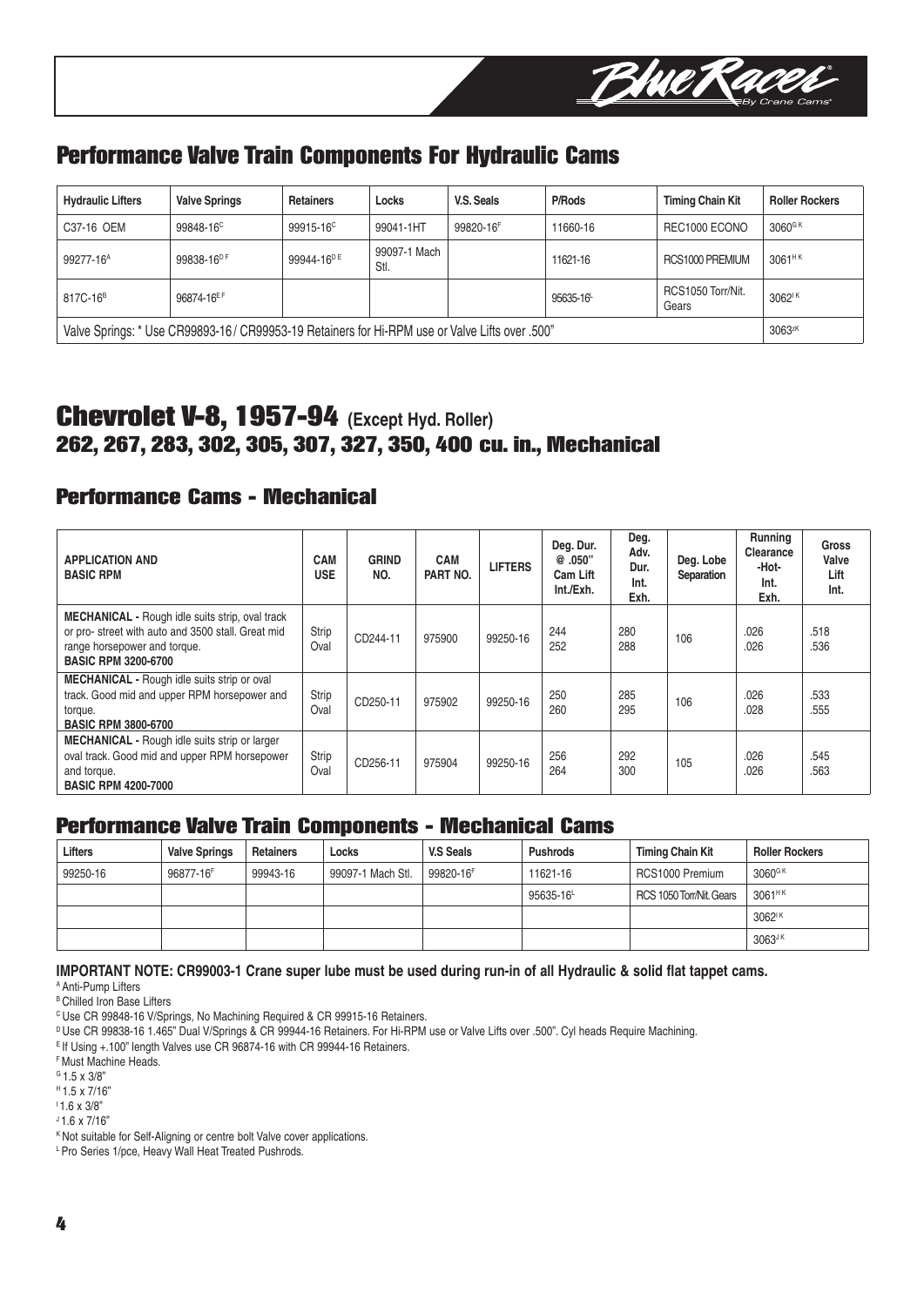## Performance Valve Train Components For Hydraulic Cams

| Hydraulic Lifters | Valve Springs | Retainers | Locks | V.S. Seals | P/Rods | Timing Chain Kit | Roller Rockers |
|---|---|---|---|---|---|---|---|
| C37-16 OEM | 99848-16[C] | 99915-16[C] | 99041-1HT | 99820-16[F] | 11660-16 | REC1000 ECONO | 3060[G K] |
| 99277-16[A] | 99838-16[D F] | 99944-16[D E] | 99097-1 Mach Stl. | | 11621-16 | RCS1000 PREMIUM | 3061[H K] |
| 817C-16[B] | 96874-16[E F] | | | | 95635-16[L] | RCS1050 Torr/Nit. Gears | 3062[I K] |
| Valve Springs: * Use CR99893-16 / CR99953-19 Retainers for Hi-RPM use or Valve Lifts over .500" | | | | | | | 3063[J K] |

# Chevrolet V-8, 1957-94 (Except Hyd. Roller)
## 262, 267, 283, 302, 305, 307, 327, 350, 400 cu. in., Mechanical

## Performance Cams - Mechanical

| APPLICATION AND BASIC RPM | CAM USE | GRIND NO. | CAM PART NO. | LIFTERS | Deg. Dur. @ .050" Cam Lift Int./Exh. | Deg. Adv. Dur. Int. Exh. | Deg. Lobe Separation | Running Clearance -Hot- Int. Exh. | Gross Valve Lift Int. |
|---|---|---|---|---|---|---|---|---|---|
| **MECHANICAL -** Rough idle suits strip, oval track or pro- street with auto and 3500 stall. Great mid range horsepower and torque. **BASIC RPM 3200-6700** | Strip Oval | CD244-11 | 975900 | 99250-16 | 244 252 | 280 288 | 106 | .026 .026 | .518 .536 |
| **MECHANICAL -** Rough idle suits strip or oval track. Good mid and upper RPM horsepower and torque. **BASIC RPM 3800-6700** | Strip Oval | CD250-11 | 975902 | 99250-16 | 250 260 | 285 295 | 106 | .026 .028 | .533 .555 |
| **MECHANICAL -** Rough idle suits strip or larger oval track. Good mid and upper RPM horsepower and torque. **BASIC RPM 4200-7000** | Strip Oval | CD256-11 | 975904 | 99250-16 | 256 264 | 292 300 | 105 | .026 .026 | .545 .563 |

## Performance Valve Train Components - Mechanical Cams

| Lifters | Valve Springs | Retainers | Locks | V.S Seals | Pushrods | Timing Chain Kit | Roller Rockers |
|---|---|---|---|---|---|---|---|
| 99250-16 | 96877-16[F] | 99943-16 | 99097-1 Mach Stl. | 99820-16[F] | 11621-16 | RCS1000 Premium | 3060[G K] |
| | | | | | 95635-16[L] | RCS 1050 Torr/Nit. Gears | 3061[H K] |
| | | | | | | | 3062[I K] |
| | | | | | | | 3063[J K] |

**IMPORTANT NOTE: CR99003-1 Crane super lube must be used during run-in of all Hydraulic & solid flat tappet cams.**

[A] Anti-Pump Lifters
[B] Chilled Iron Base Lifters
[C] Use CR 99848-16 V/Springs, No Machining Required & CR 99915-16 Retainers.
[D] Use CR 99838-16 1.465" Dual V/Springs & CR 99944-16 Retainers. For Hi-RPM use or Valve Lifts over .500". Cyl heads Require Machining.
[E] If Using +.100" length Valves use CR 96874-16 with CR 99944-16 Retainers.
[F] Must Machine Heads.
[G] 1.5 x 3/8"
[H] 1.5 x 7/16"
[I] 1.6 x 3/8"
[J] 1.6 x 7/16"
[K] Not suitable for Self-Aligning or centre bolt Valve cover applications.
[L] Pro Series 1/pce, Heavy Wall Heat Treated Pushrods.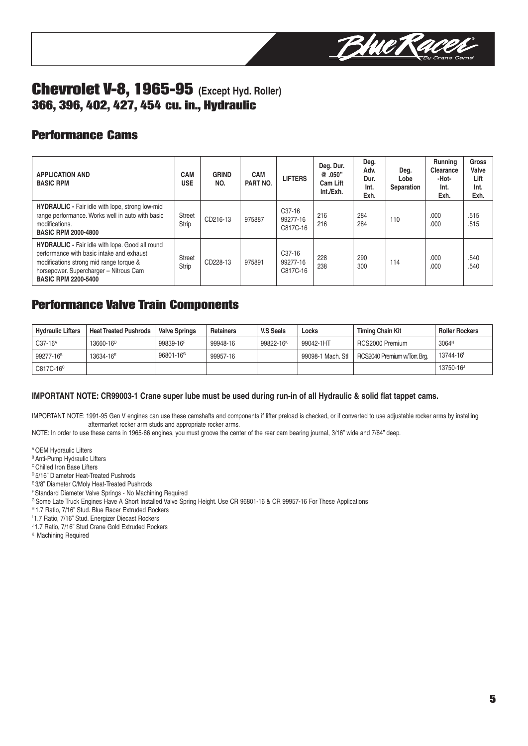# Chevrolet V-8, 1965-95 (Except Hyd. Roller)
## 366, 396, 402, 427, 454 cu. in., Hydraulic

## Performance Cams

| APPLICATION AND BASIC RPM | CAM USE | GRIND NO. | CAM PART NO. | LIFTERS | Deg. Dur. @ .050" Cam Lift Int./Exh. | Deg. Adv. Dur. Int. Exh. | Deg. Lobe Separation | Running Clearance -Hot- Int. Exh. | Gross Valve Lift Int. Exh. |
|---|---|---|---|---|---|---|---|---|---|
| **HYDRAULIC -** Fair idle with lope, strong low-mid range performance. Works well in auto with basic modifications. **BASIC RPM 2000-4800** | Street Strip | CD216-13 | 975887 | C37-16 99277-16 C817C-16 | 216 216 | 284 284 | 110 | .000 .000 | .515 .515 |
| **HYDRAULIC -** Fair idle with lope. Good all round performance with basic intake and exhaust modifications strong mid range torque & horsepower. Supercharger – Nitrous Cam **BASIC RPM 2200-5400** | Street Strip | CD228-13 | 975891 | C37-16 99277-16 C817C-16 | 228 238 | 290 300 | 114 | .000 .000 | .540 .540 |

## Performance Valve Train Components

| Hydraulic Lifters | Heat Treated Pushrods | Valve Springs | Retainers | V.S Seals | Locks | Timing Chain Kit | Roller Rockers |
|---|---|---|---|---|---|---|---|
| C37-16[A] | 13660-16[D] | 99839-16[F] | 99948-16 | 99822-16[K] | 99042-1HT | RCS2000 Premium | 3064[H] |
| 99277-16[B] | 13634-16[E] | 96801-16[G] | 99957-16 | | 99098-1 Mach. Stl | RCS2040 Premium w/Torr. Brg. | 13744-16[I] |
| C817C-16[C] | | | | | | | 13750-16[J] |

**IMPORTANT NOTE: CR99003-1 Crane super lube must be used during run-in of all Hydraulic & solid flat tappet cams.**

IMPORTANT NOTE: 1991-95 Gen V engines can use these camshafts and components if lifter preload is checked, or if converted to use adjustable rocker arms by installing aftermarket rocker arm studs and appropriate rocker arms.

NOTE: In order to use these cams in 1965-66 engines, you must groove the center of the rear cam bearing journal, 3/16" wide and 7/64" deep.

[A] OEM Hydraulic Lifters
[B] Anti-Pump Hydraulic Lifters
[C] Chilled Iron Base Lifters
[D] 5/16" Diameter Heat-Treated Pushrods
[E] 3/8" Diameter C/Moly Heat-Treated Pushrods
[F] Standard Diameter Valve Springs - No Machining Required
[G] Some Late Truck Engines Have A Short Installed Valve Spring Height. Use CR 96801-16 & CR 99957-16 For These Applications
[H] 1.7 Ratio, 7/16" Stud. Blue Racer Extruded Rockers
[I] 1.7 Ratio, 7/16" Stud. Energizer Diecast Rockers
[J] 1.7 Ratio, 7/16" Stud Crane Gold Extruded Rockers
[K] Machining Required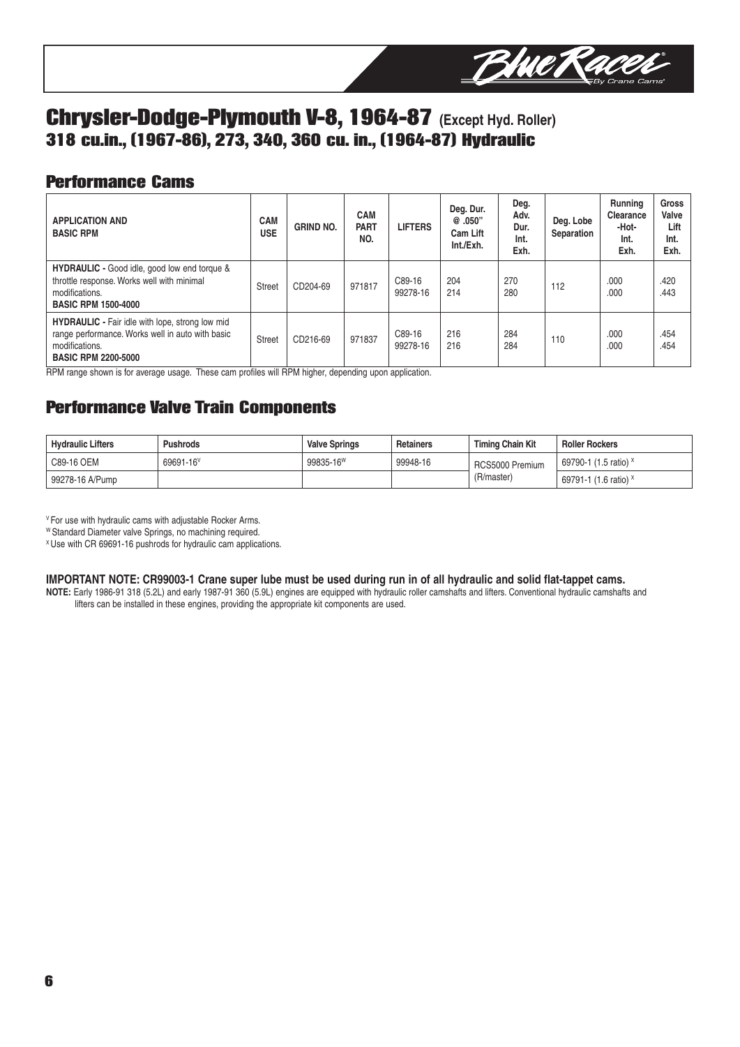# Chrysler-Dodge-Plymouth V-8, 1964-87 (Except Hyd. Roller)
## 318 cu.in., (1967-86), 273, 340, 360 cu. in., (1964-87) Hydraulic

## Performance Cams

| APPLICATION AND BASIC RPM | CAM USE | GRIND NO. | CAM PART NO. | LIFTERS | Deg. Dur. @ .050" Cam Lift Int./Exh. | Deg. Adv. Dur. Int. Exh. | Deg. Lobe Separation | Running Clearance -Hot- Int. Exh. | Gross Valve Lift Int. Exh. |
|---|---|---|---|---|---|---|---|---|---|
| **HYDRAULIC -** Good idle, good low end torque & throttle response. Works well with minimal modifications. **BASIC RPM 1500-4000** | Street | CD204-69 | 971817 | C89-16 99278-16 | 204 214 | 270 280 | 112 | .000 .000 | .420 .443 |
| **HYDRAULIC -** Fair idle with lope, strong low mid range performance. Works well in auto with basic modifications. **BASIC RPM 2200-5000** | Street | CD216-69 | 971837 | C89-16 99278-16 | 216 216 | 284 284 | 110 | .000 .000 | .454 .454 |

RPM range shown is for average usage. These cam profiles will RPM higher, depending upon application.

## Performance Valve Train Components

| Hydraulic Lifters | Pushrods | Valve Springs | Retainers | Timing Chain Kit | Roller Rockers |
|---|---|---|---|---|---|
| C89-16 OEM | 69691-16[V] | 99835-16[W] | 99948-16 | RCS5000 Premium (R/master) | 69790-1 (1.5 ratio) [X] |
| 99278-16 A/Pump | | | | | 69791-1 (1.6 ratio) [X] |

[V] For use with hydraulic cams with adjustable Rocker Arms.

[W] Standard Diameter valve Springs, no machining required.

[X] Use with CR 69691-16 pushrods for hydraulic cam applications.

**IMPORTANT NOTE: CR99003-1 Crane super lube must be used during run in of all hydraulic and solid flat-tappet cams.**

**NOTE:** Early 1986-91 318 (5.2L) and early 1987-91 360 (5.9L) engines are equipped with hydraulic roller camshafts and lifters. Conventional hydraulic camshafts and lifters can be installed in these engines, providing the appropriate kit components are used.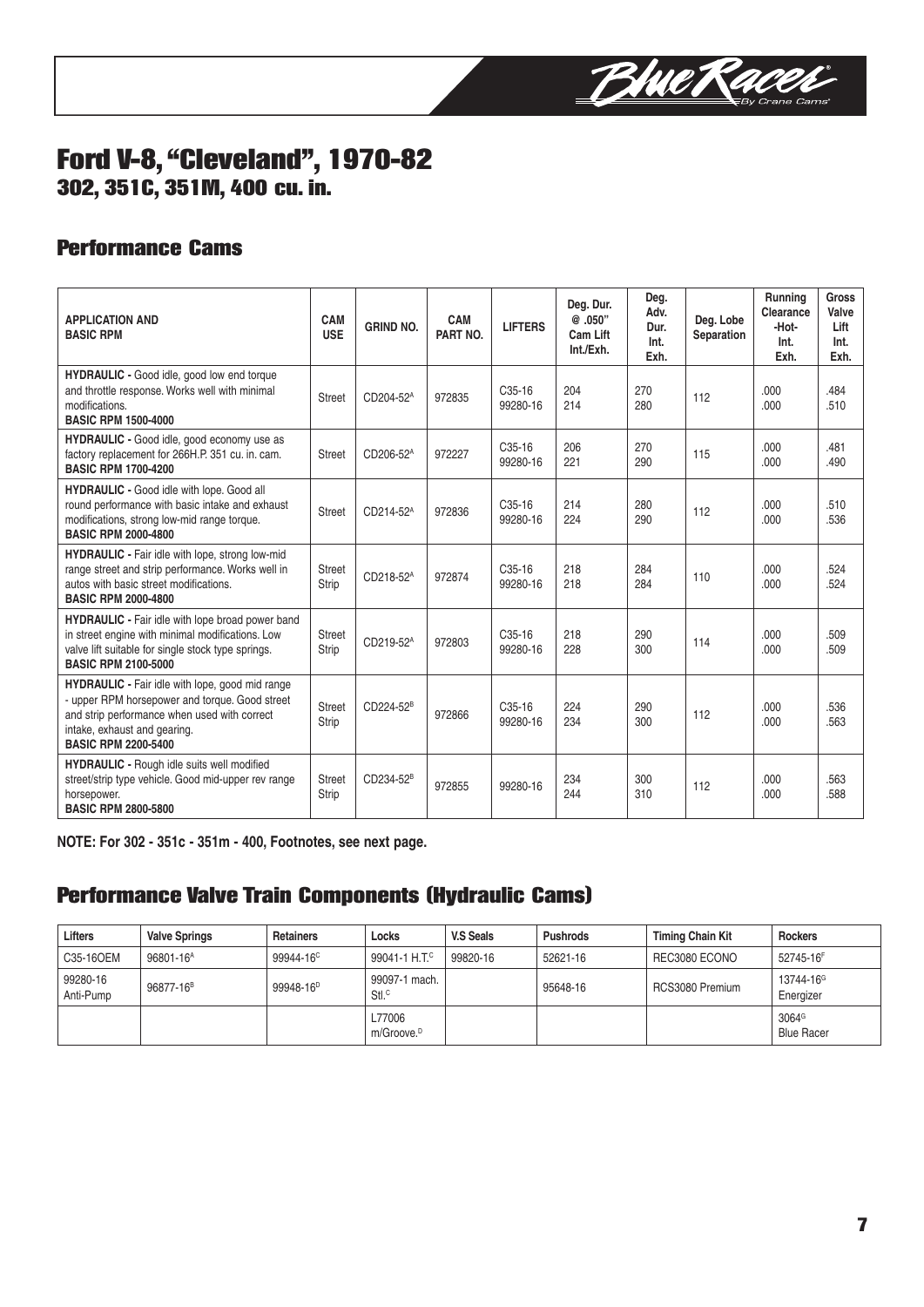# Ford V-8, "Cleveland", 1970-82

## 302, 351C, 351M, 400 cu. in.

### Performance Cams

| APPLICATION AND BASIC RPM | CAM USE | GRIND NO. | CAM PART NO. | LIFTERS | Deg. Dur. @ .050" Cam Lift Int./Exh. | Deg. Adv. Dur. Int. Exh. | Deg. Lobe Separation | Running Clearance -Hot- Int. Exh. | Gross Valve Lift Int. Exh. |
|---|---|---|---|---|---|---|---|---|---|
| **HYDRAULIC -** Good idle, good low end torque and throttle response. Works well with minimal modifications. **BASIC RPM 1500-4000** | Street | CD204-52[A] | 972835 | C35-16 99280-16 | 204 214 | 270 280 | 112 | .000 .000 | .484 .510 |
| **HYDRAULIC -** Good idle, good economy use as factory replacement for 266H.P. 351 cu. in. cam. **BASIC RPM 1700-4200** | Street | CD206-52[A] | 972227 | C35-16 99280-16 | 206 221 | 270 290 | 115 | .000 .000 | .481 .490 |
| **HYDRAULIC -** Good idle with lope. Good all round performance with basic intake and exhaust modifications, strong low-mid range torque. **BASIC RPM 2000-4800** | Street | CD214-52[A] | 972836 | C35-16 99280-16 | 214 224 | 280 290 | 112 | .000 .000 | .510 .536 |
| **HYDRAULIC -** Fair idle with lope, strong low-mid range street and strip performance. Works well in autos with basic street modifications. **BASIC RPM 2000-4800** | Street Strip | CD218-52[A] | 972874 | C35-16 99280-16 | 218 218 | 284 284 | 110 | .000 .000 | .524 .524 |
| **HYDRAULIC -** Fair idle with lope broad power band in street engine with minimal modifications. Low valve lift suitable for single stock type springs. **BASIC RPM 2100-5000** | Street Strip | CD219-52[A] | 972803 | C35-16 99280-16 | 218 228 | 290 300 | 114 | .000 .000 | .509 .509 |
| **HYDRAULIC -** Fair idle with lope, good mid range - upper RPM horsepower and torque. Good street and strip performance when used with correct intake, exhaust and gearing. **BASIC RPM 2200-5400** | Street Strip | CD224-52[B] | 972866 | C35-16 99280-16 | 224 234 | 290 300 | 112 | .000 .000 | .536 .563 |
| **HYDRAULIC -** Rough idle suits well modified street/strip type vehicle. Good mid-upper rev range horsepower. **BASIC RPM 2800-5800** | Street Strip | CD234-52[B] | 972855 | 99280-16 | 234 244 | 300 310 | 112 | .000 .000 | .563 .588 |

**NOTE: For 302 - 351c - 351m - 400, Footnotes, see next page.**

### Performance Valve Train Components (Hydraulic Cams)

| Lifters | Valve Springs | Retainers | Locks | V.S Seals | Pushrods | Timing Chain Kit | Rockers |
|---|---|---|---|---|---|---|---|
| C35-16OEM | 96801-16[A] | 99944-16[C] | 99041-1 H.T.[C] | 99820-16 | 52621-16 | REC3080 ECONO | 52745-16[F] |
| 99280-16 Anti-Pump | 96877-16[B] | 99948-16[D] | 99097-1 mach. Stl.[C] | | 95648-16 | RCS3080 Premium | 13744-16[G] Energizer |
| | | | L77006 m/Groove.[D] | | | | 3064[G] Blue Racer |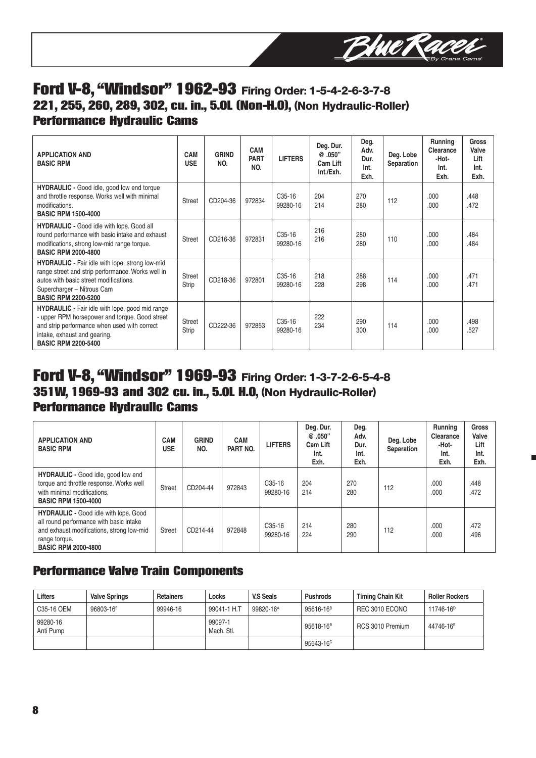# Ford V-8, "Windsor" 1962-93 Firing Order: 1-5-4-2-6-3-7-8

## 221, 255, 260, 289, 302, cu. in., 5.0L (Non-H.O), (Non Hydraulic-Roller)

## Performance Hydraulic Cams

| APPLICATION AND BASIC RPM | CAM USE | GRIND NO. | CAM PART NO. | LIFTERS | Deg. Dur. @ .050" Cam Lift Int./Exh. | Deg. Adv. Dur. Int. Exh. | Deg. Lobe Separation | Running Clearance -Hot- Int. Exh. | Gross Valve Lift Int. Exh. |
|---|---|---|---|---|---|---|---|---|---|
| **HYDRAULIC -** Good idle, good low end torque and throttle response. Works well with minimal modifications. **BASIC RPM 1500-4000** | Street | CD204-36 | 972834 | C35-16 99280-16 | 204 214 | 270 280 | 112 | .000 .000 | .448 .472 |
| **HYDRAULIC -** Good idle with lope. Good all round performance with basic intake and exhaust modifications, strong low-mid range torque. **BASIC RPM 2000-4800** | Street | CD216-36 | 972831 | C35-16 99280-16 | 216 216 | 280 280 | 110 | .000 .000 | .484 .484 |
| **HYDRAULIC -** Fair idle with lope, strong low-mid range street and strip performance. Works well in autos with basic street modifications. Supercharger – Nitrous Cam **BASIC RPM 2200-5200** | Street Strip | CD218-36 | 972801 | C35-16 99280-16 | 218 228 | 288 298 | 114 | .000 .000 | .471 .471 |
| **HYDRAULIC -** Fair idle with lope, good mid range - upper RPM horsepower and torque. Good street and strip performance when used with correct intake, exhaust and gearing. **BASIC RPM 2200-5400** | Street Strip | CD222-36 | 972853 | C35-16 99280-16 | 222 234 | 290 300 | 114 | .000 .000 | .498 .527 |

# Ford V-8, "Windsor" 1969-93 Firing Order: 1-3-7-2-6-5-4-8

## 351W, 1969-93 and 302 cu. in., 5.0L H.O, (Non Hydraulic-Roller)

## Performance Hydraulic Cams

| APPLICATION AND BASIC RPM | CAM USE | GRIND NO. | CAM PART NO. | LIFTERS | Deg. Dur. @ .050" Cam Lift Int. Exh. | Deg. Adv. Dur. Int. Exh. | Deg. Lobe Separation | Running Clearance -Hot- Int. Exh. | Gross Valve Lift Int. Exh. |
|---|---|---|---|---|---|---|---|---|---|
| **HYDRAULIC -** Good idle, good low end torque and throttle response. Works well with minimal modifications. **BASIC RPM 1500-4000** | Street | CD204-44 | 972843 | C35-16 99280-16 | 204 214 | 270 280 | 112 | .000 .000 | .448 .472 |
| **HYDRAULIC -** Good idle with lope. Good all round performance with basic intake and exhaust modifications, strong low-mid range torque. **BASIC RPM 2000-4800** | Street | CD214-44 | 972848 | C35-16 99280-16 | 214 224 | 280 290 | 112 | .000 .000 | .472 .496 |

## Performance Valve Train Components

| Lifters | Valve Springs | Retainers | Locks | V.S Seals | Pushrods | Timing Chain Kit | Roller Rockers |
|---|---|---|---|---|---|---|---|
| C35-16 OEM | 96803-16[F] | 99946-16 | 99041-1 H.T | 99820-16[A] | 95616-16[B] | REC 3010 ECONO | 11746-16[D] |
| 99280-16 Anti Pump | | | 99097-1 Mach. Stl. | | 95618-16[B] | RCS 3010 Premium | 44746-16[E] |
| | | | | | 95643-16[C] | | |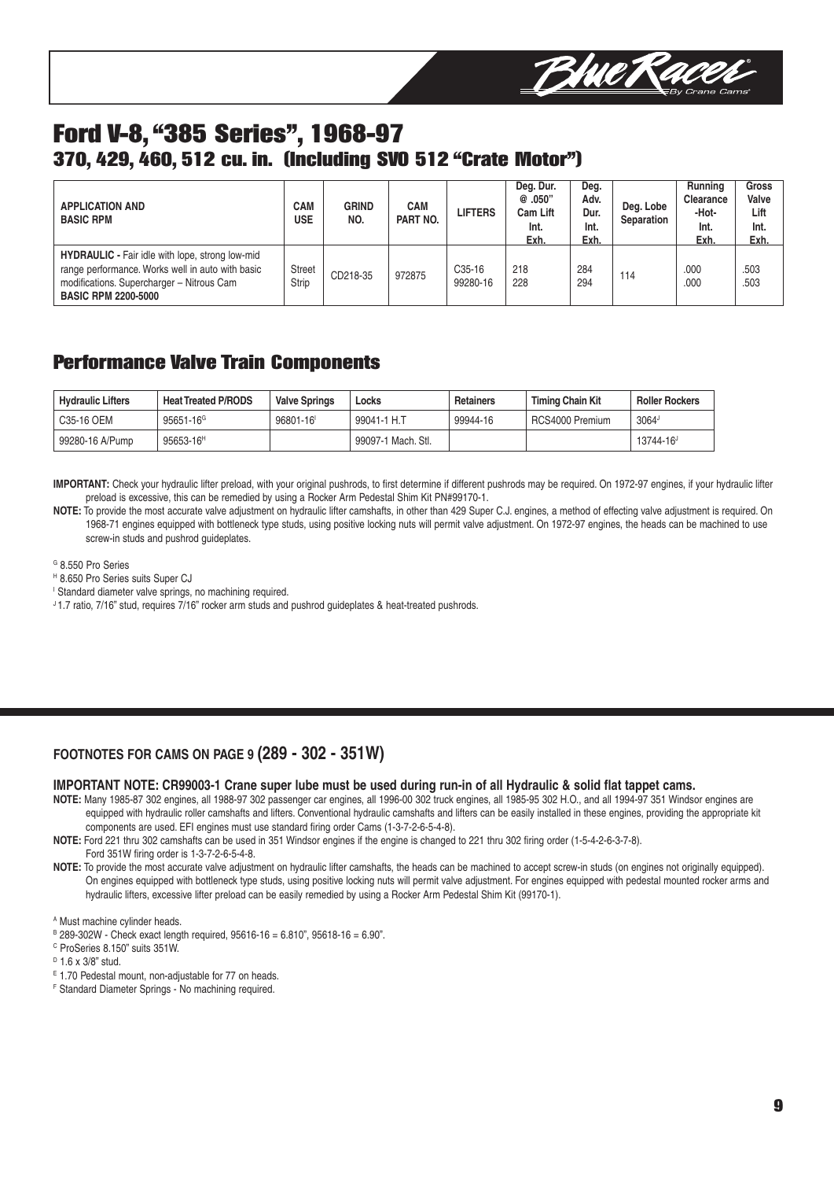# Ford V-8, "385 Series", 1968-97

## 370, 429, 460, 512 cu. in. (Including SVO 512 "Crate Motor")

| APPLICATION AND BASIC RPM | CAM USE | GRIND NO. | CAM PART NO. | LIFTERS | Deg. Dur. @ .050" Cam Lift Int. Exh. | Deg. Adv. Dur. Int. Exh. | Deg. Lobe Separation | Running Clearance -Hot- Int. Exh. | Gross Valve Lift Int. Exh. |
|---|---|---|---|---|---|---|---|---|---|
| **HYDRAULIC -** Fair idle with lope, strong low-mid range performance. Works well in auto with basic modifications. Supercharger – Nitrous Cam **BASIC RPM 2200-5000** | Street Strip | CD218-35 | 972875 | C35-16 99280-16 | 218 228 | 284 294 | 114 | .000 .000 | .503 .503 |

## Performance Valve Train Components

| Hydraulic Lifters | Heat Treated P/RODS | Valve Springs | Locks | Retainers | Timing Chain Kit | Roller Rockers |
|---|---|---|---|---|---|---|
| C35-16 OEM | 95651-16[G] | 96801-16[I] | 99041-1 H.T | 99944-16 | RCS4000 Premium | 3064[J] |
| 99280-16 A/Pump | 95653-16[H] | | 99097-1 Mach. Stl. | | | 13744-16[J] |

**IMPORTANT:** Check your hydraulic lifter preload, with your original pushrods, to first determine if different pushrods may be required. On 1972-97 engines, if your hydraulic lifter preload is excessive, this can be remedied by using a Rocker Arm Pedestal Shim Kit PN#99170-1.

**NOTE:** To provide the most accurate valve adjustment on hydraulic lifter camshafts, in other than 429 Super C.J. engines, a method of effecting valve adjustment is required. On 1968-71 engines equipped with bottleneck type studs, using positive locking nuts will permit valve adjustment. On 1972-97 engines, the heads can be machined to use screw-in studs and pushrod guideplates.

[G] 8.550 Pro Series

[H] 8.650 Pro Series suits Super CJ

[I] Standard diameter valve springs, no machining required.

[J] 1.7 ratio, 7/16" stud, requires 7/16" rocker arm studs and pushrod guideplates & heat-treated pushrods.

### FOOTNOTES FOR CAMS ON PAGE 9 (289 - 302 - 351W)

**IMPORTANT NOTE: CR99003-1 Crane super lube must be used during run-in of all Hydraulic & solid flat tappet cams.**

**NOTE:** Many 1985-87 302 engines, all 1988-97 302 passenger car engines, all 1996-00 302 truck engines, all 1985-95 302 H.O., and all 1994-97 351 Windsor engines are equipped with hydraulic roller camshafts and lifters. Conventional hydraulic camshafts and lifters can be easily installed in these engines, providing the appropriate kit components are used. EFI engines must use standard firing order Cams (1-3-7-2-6-5-4-8).

**NOTE:** Ford 221 thru 302 camshafts can be used in 351 Windsor engines if the engine is changed to 221 thru 302 firing order (1-5-4-2-6-3-7-8). Ford 351W firing order is 1-3-7-2-6-5-4-8.

**NOTE:** To provide the most accurate valve adjustment on hydraulic lifter camshafts, the heads can be machined to accept screw-in studs (on engines not originally equipped). On engines equipped with bottleneck type studs, using positive locking nuts will permit valve adjustment. For engines equipped with pedestal mounted rocker arms and hydraulic lifters, excessive lifter preload can be easily remedied by using a Rocker Arm Pedestal Shim Kit (99170-1).

[A] Must machine cylinder heads.

[B] 289-302W - Check exact length required, 95616-16 = 6.810", 95618-16 = 6.90".

[C] ProSeries 8.150" suits 351W.

[D] 1.6 x 3/8" stud.

[E] 1.70 Pedestal mount, non-adjustable for 77 on heads.

[F] Standard Diameter Springs - No machining required.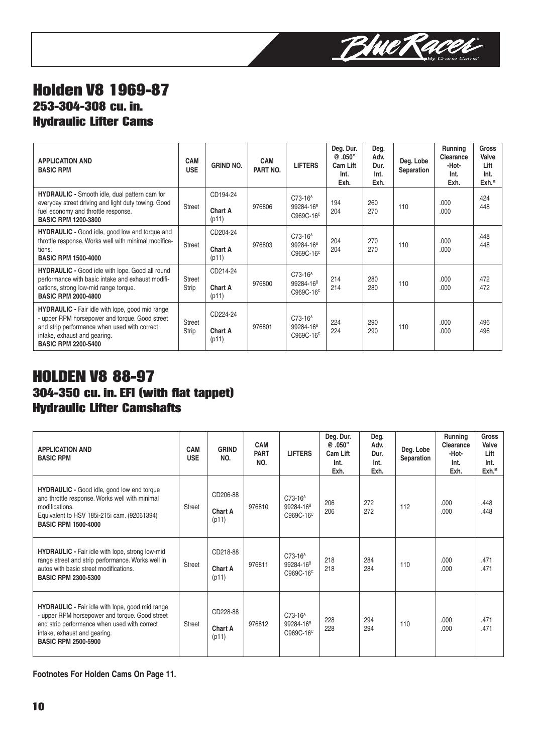# Holden V8 1969-87
## 253-304-308 cu. in.
## Hydraulic Lifter Cams

| APPLICATION AND BASIC RPM | CAM USE | GRIND NO. | CAM PART NO. | LIFTERS | Deg. Dur. @ .050" Cam Lift Int. Exh. | Deg. Adv. Dur. Int. Exh. | Deg. Lobe Separation | Running Clearance -Hot- Int. Exh. | Gross Valve Lift Int. Exh.[M] |
|---|---|---|---|---|---|---|---|---|---|
| **HYDRAULIC -** Smooth idle, dual pattern cam for everyday street driving and light duty towing. Good fuel economy and throttle response. **BASIC RPM 1200-3800** | Street | CD194-24 **Chart A** (p11) | 976806 | C73-16[A] 99284-16[B] C969C-16[C] | 194 204 | 260 270 | 110 | .000 .000 | .424 .448 |
| **HYDRAULIC -** Good idle, good low end torque and throttle response. Works well with minimal modifications. **BASIC RPM 1500-4000** | Street | CD204-24 **Chart A** (p11) | 976803 | C73-16[A] 99284-16[B] C969C-16[C] | 204 204 | 270 270 | 110 | .000 .000 | .448 .448 |
| **HYDRAULIC -** Good idle with lope. Good all round performance with basic intake and exhaust modifications, strong low-mid range torque. **BASIC RPM 2000-4800** | Street Strip | CD214-24 **Chart A** (p11) | 976800 | C73-16[A] 99284-16[B] C969C-16[C] | 214 214 | 280 280 | 110 | .000 .000 | .472 .472 |
| **HYDRAULIC -** Fair idle with lope, good mid range - upper RPM horsepower and torque. Good street and strip performance when used with correct intake, exhaust and gearing. **BASIC RPM 2200-5400** | Street Strip | CD224-24 **Chart A** (p11) | 976801 | C73-16[A] 99284-16[B] C969C-16[C] | 224 224 | 290 290 | 110 | .000 .000 | .496 .496 |

# HOLDEN V8 88-97
## 304-350 cu. in. EFI (with flat tappet)
## Hydraulic Lifter Camshafts

| APPLICATION AND BASIC RPM | CAM USE | GRIND NO. | CAM PART NO. | LIFTERS | Deg. Dur. @ .050" Cam Lift Int. Exh. | Deg. Adv. Dur. Int. Exh. | Deg. Lobe Separation | Running Clearance -Hot- Int. Exh. | Gross Valve Lift Int. Exh.[M] |
|---|---|---|---|---|---|---|---|---|---|
| **HYDRAULIC -** Good idle, good low end torque and throttle response. Works well with minimal modifications. Equivalent to HSV 185i-215i cam. (92061394) **BASIC RPM 1500-4000** | Street | CD206-88 **Chart A** (p11) | 976810 | C73-16[A] 99284-16[B] C969C-16[C] | 206 206 | 272 272 | 112 | .000 .000 | .448 .448 |
| **HYDRAULIC -** Fair idle with lope, strong low-mid range street and strip performance. Works well in autos with basic street modifications. **BASIC RPM 2300-5300** | Street | CD218-88 **Chart A** (p11) | 976811 | C73-16[A] 99284-16[B] C969C-16[C] | 218 218 | 284 284 | 110 | .000 .000 | .471 .471 |
| **HYDRAULIC -** Fair idle with lope, good mid range - upper RPM horsepower and torque. Good street and strip performance when used with correct intake, exhaust and gearing. **BASIC RPM 2500-5900** | Street | CD228-88 **Chart A** (p11) | 976812 | C73-16[A] 99284-16[B] C969C-16[C] | 228 228 | 294 294 | 110 | .000 .000 | .471 .471 |

**Footnotes For Holden Cams On Page 11.**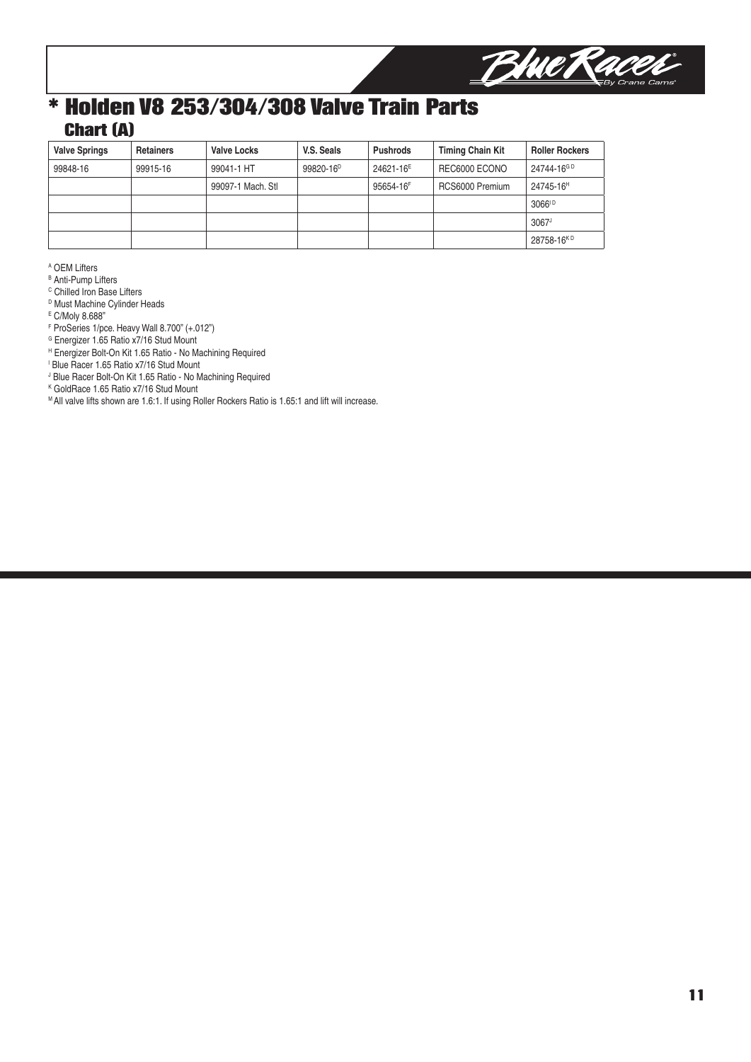# * Holden V8 253/304/308 Valve Train Parts

## Chart (A)

| Valve Springs | Retainers | Valve Locks | V.S. Seals | Pushrods | Timing Chain Kit | Roller Rockers |
|---|---|---|---|---|---|---|
| 99848-16 | 99915-16 | 99041-1 HT | 99820-16[D] | 24621-16[E] | REC6000 ECONO | 24744-16[G D] |
| | | 99097-1 Mach. Stl | | 95654-16[F] | RCS6000 Premium | 24745-16[H] |
| | | | | | | 3066[I D] |
| | | | | | | 3067[J] |
| | | | | | | 28758-16[K D] |

[A] OEM Lifters
[B] Anti-Pump Lifters
[C] Chilled Iron Base Lifters
[D] Must Machine Cylinder Heads
[E] C/Moly 8.688"
[F] ProSeries 1/pce. Heavy Wall 8.700" (+.012")
[G] Energizer 1.65 Ratio x7/16 Stud Mount
[H] Energizer Bolt-On Kit 1.65 Ratio - No Machining Required
[I] Blue Racer 1.65 Ratio x7/16 Stud Mount
[J] Blue Racer Bolt-On Kit 1.65 Ratio - No Machining Required
[K] GoldRace 1.65 Ratio x7/16 Stud Mount
[M] All valve lifts shown are 1.6:1. If using Roller Rockers Ratio is 1.65:1 and lift will increase.